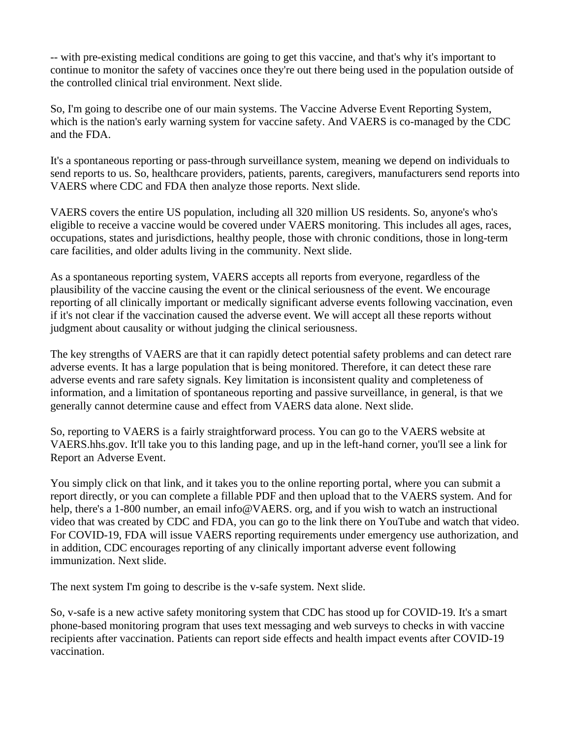-- with pre-existing medical conditions are going to get this vaccine, and that's why it's important to continue to monitor the safety of vaccines once they're out there being used in the population outside of the controlled clinical trial environment. Next slide.

So, I'm going to describe one of our main systems. The Vaccine Adverse Event Reporting System, which is the nation's early warning system for vaccine safety. And VAERS is co-managed by the CDC and the FDA.

It's a spontaneous reporting or pass-through surveillance system, meaning we depend on individuals to send reports to us. So, healthcare providers, patients, parents, caregivers, manufacturers send reports into VAERS where CDC and FDA then analyze those reports. Next slide.

VAERS covers the entire US population, including all 320 million US residents. So, anyone's who's eligible to receive a vaccine would be covered under VAERS monitoring. This includes all ages, races, occupations, states and jurisdictions, healthy people, those with chronic conditions, those in long-term care facilities, and older adults living in the community. Next slide.

As a spontaneous reporting system, VAERS accepts all reports from everyone, regardless of the plausibility of the vaccine causing the event or the clinical seriousness of the event. We encourage reporting of all clinically important or medically significant adverse events following vaccination, even if it's not clear if the vaccination caused the adverse event. We will accept all these reports without judgment about causality or without judging the clinical seriousness.

The key strengths of VAERS are that it can rapidly detect potential safety problems and can detect rare adverse events. It has a large population that is being monitored. Therefore, it can detect these rare adverse events and rare safety signals. Key limitation is inconsistent quality and completeness of information, and a limitation of spontaneous reporting and passive surveillance, in general, is that we generally cannot determine cause and effect from VAERS data alone. Next slide.

So, reporting to VAERS is a fairly straightforward process. You can go to the VAERS website at VAERS.hhs.gov. It'll take you to this landing page, and up in the left-hand corner, you'll see a link for Report an Adverse Event.

You simply click on that link, and it takes you to the online reporting portal, where you can submit a report directly, or you can complete a fillable PDF and then upload that to the VAERS system. And for help, there's a 1-800 number, an email info@VAERS. org, and if you wish to watch an instructional video that was created by CDC and FDA, you can go to the link there on YouTube and watch that video. For COVID-19, FDA will issue VAERS reporting requirements under emergency use authorization, and in addition, CDC encourages reporting of any clinically important adverse event following immunization. Next slide.

The next system I'm going to describe is the v-safe system. Next slide.

So, v-safe is a new active safety monitoring system that CDC has stood up for COVID-19. It's a smart phone-based monitoring program that uses text messaging and web surveys to checks in with vaccine recipients after vaccination. Patients can report side effects and health impact events after COVID-19 vaccination.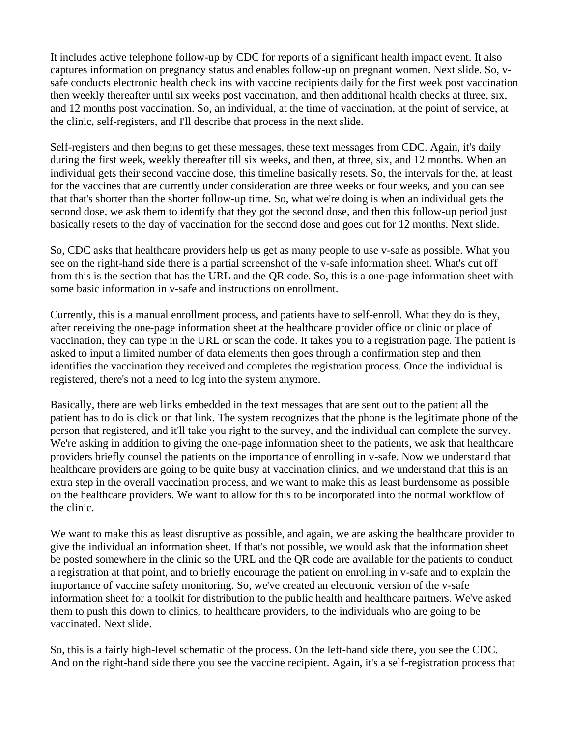It includes active telephone follow-up by CDC for reports of a significant health impact event. It also captures information on pregnancy status and enables follow-up on pregnant women. Next slide. So, v-safe conducts electronic health check ins with vaccine recipients daily for the first week post vaccination then weekly thereafter until six weeks post vaccination, and then additional health checks at three, six, and 12 months post vaccination. So, an individual, at the time of vaccination, at the point of service, at the clinic, self-registers, and I'll describe that process in the next slide.

Self-registers and then begins to get these messages, these text messages from CDC. Again, it's daily during the first week, weekly thereafter till six weeks, and then, at three, six, and 12 months. When an individual gets their second vaccine dose, this timeline basically resets. So, the intervals for the, at least for the vaccines that are currently under consideration are three weeks or four weeks, and you can see that that's shorter than the shorter follow-up time. So, what we're doing is when an individual gets the second dose, we ask them to identify that they got the second dose, and then this follow-up period just basically resets to the day of vaccination for the second dose and goes out for 12 months. Next slide.

So, CDC asks that healthcare providers help us get as many people to use v-safe as possible. What you see on the right-hand side there is a partial screenshot of the v-safe information sheet. What's cut off from this is the section that has the URL and the QR code. So, this is a one-page information sheet with some basic information in v-safe and instructions on enrollment.

Currently, this is a manual enrollment process, and patients have to self-enroll. What they do is they, after receiving the one-page information sheet at the healthcare provider office or clinic or place of vaccination, they can type in the URL or scan the code. It takes you to a registration page. The patient is asked to input a limited number of data elements then goes through a confirmation step and then identifies the vaccination they received and completes the registration process. Once the individual is registered, there's not a need to log into the system anymore.

Basically, there are web links embedded in the text messages that are sent out to the patient all the patient has to do is click on that link. The system recognizes that the phone is the legitimate phone of the person that registered, and it'll take you right to the survey, and the individual can complete the survey. We're asking in addition to giving the one-page information sheet to the patients, we ask that healthcare providers briefly counsel the patients on the importance of enrolling in v-safe. Now we understand that healthcare providers are going to be quite busy at vaccination clinics, and we understand that this is an extra step in the overall vaccination process, and we want to make this as least burdensome as possible on the healthcare providers. We want to allow for this to be incorporated into the normal workflow of the clinic.

We want to make this as least disruptive as possible, and again, we are asking the healthcare provider to give the individual an information sheet. If that's not possible, we would ask that the information sheet be posted somewhere in the clinic so the URL and the QR code are available for the patients to conduct a registration at that point, and to briefly encourage the patient on enrolling in v-safe and to explain the importance of vaccine safety monitoring. So, we've created an electronic version of the v-safe information sheet for a toolkit for distribution to the public health and healthcare partners. We've asked them to push this down to clinics, to healthcare providers, to the individuals who are going to be vaccinated. Next slide.

So, this is a fairly high-level schematic of the process. On the left-hand side there, you see the CDC. And on the right-hand side there you see the vaccine recipient. Again, it's a self-registration process that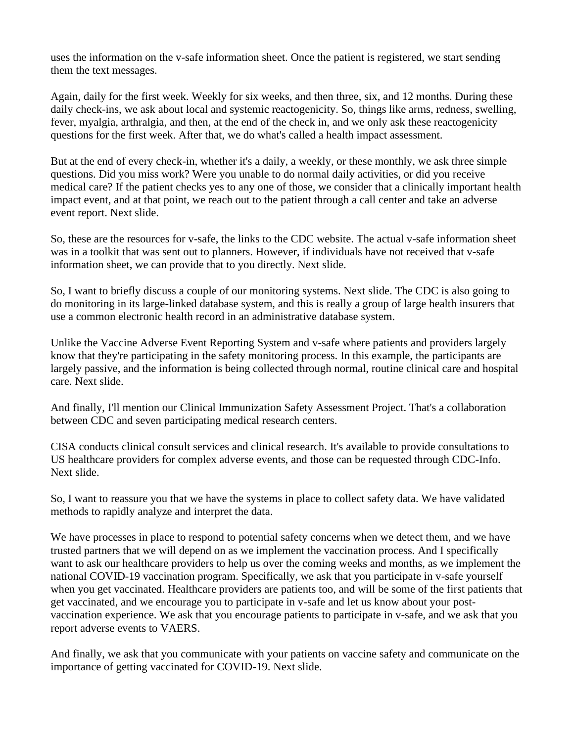uses the information on the v-safe information sheet. Once the patient is registered, we start sending them the text messages.

Again, daily for the first week. Weekly for six weeks, and then three, six, and 12 months. During these daily check-ins, we ask about local and systemic reactogenicity. So, things like arms, redness, swelling, fever, myalgia, arthralgia, and then, at the end of the check in, and we only ask these reactogenicity questions for the first week. After that, we do what's called a health impact assessment.

But at the end of every check-in, whether it's a daily, a weekly, or these monthly, we ask three simple questions. Did you miss work? Were you unable to do normal daily activities, or did you receive medical care? If the patient checks yes to any one of those, we consider that a clinically important health impact event, and at that point, we reach out to the patient through a call center and take an adverse event report. Next slide.

So, these are the resources for v-safe, the links to the CDC website. The actual v-safe information sheet was in a toolkit that was sent out to planners. However, if individuals have not received that v-safe information sheet, we can provide that to you directly. Next slide.

So, I want to briefly discuss a couple of our monitoring systems. Next slide. The CDC is also going to do monitoring in its large-linked database system, and this is really a group of large health insurers that use a common electronic health record in an administrative database system.

Unlike the Vaccine Adverse Event Reporting System and v-safe where patients and providers largely know that they're participating in the safety monitoring process. In this example, the participants are largely passive, and the information is being collected through normal, routine clinical care and hospital care. Next slide.

And finally, I'll mention our Clinical Immunization Safety Assessment Project. That's a collaboration between CDC and seven participating medical research centers.

CISA conducts clinical consult services and clinical research. It's available to provide consultations to US healthcare providers for complex adverse events, and those can be requested through CDC-Info. Next slide.

So, I want to reassure you that we have the systems in place to collect safety data. We have validated methods to rapidly analyze and interpret the data.

We have processes in place to respond to potential safety concerns when we detect them, and we have trusted partners that we will depend on as we implement the vaccination process. And I specifically want to ask our healthcare providers to help us over the coming weeks and months, as we implement the national COVID-19 vaccination program. Specifically, we ask that you participate in v-safe yourself when you get vaccinated. Healthcare providers are patients too, and will be some of the first patients that get vaccinated, and we encourage you to participate in v-safe and let us know about your post-vaccination experience. We ask that you encourage patients to participate in v-safe, and we ask that you report adverse events to VAERS.

And finally, we ask that you communicate with your patients on vaccine safety and communicate on the importance of getting vaccinated for COVID-19. Next slide.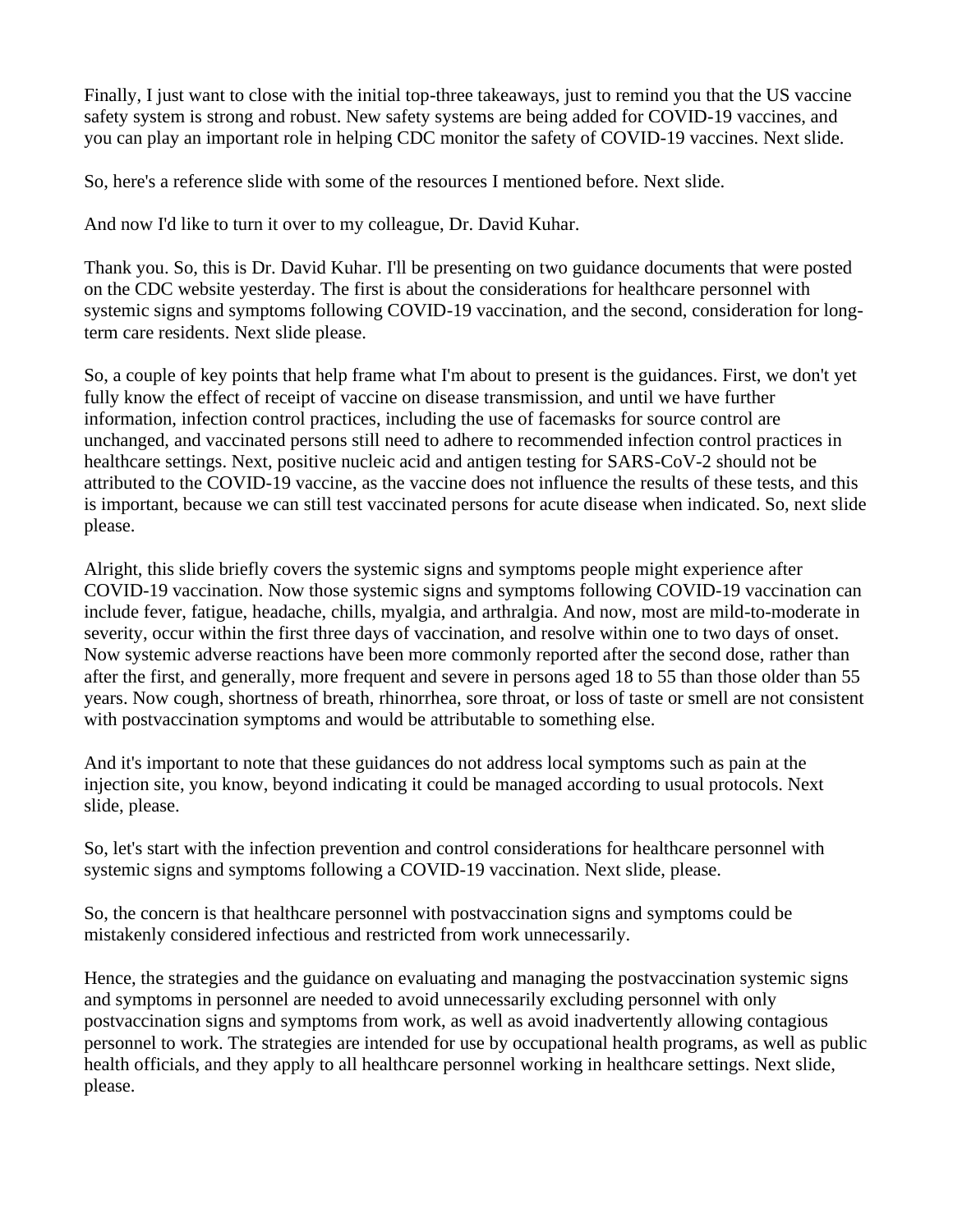Finally, I just want to close with the initial top-three takeaways, just to remind you that the US vaccine safety system is strong and robust. New safety systems are being added for COVID-19 vaccines, and you can play an important role in helping CDC monitor the safety of COVID-19 vaccines. Next slide.

So, here's a reference slide with some of the resources I mentioned before. Next slide.

And now I'd like to turn it over to my colleague, Dr. David Kuhar.

Thank you. So, this is Dr. David Kuhar. I'll be presenting on two guidance documents that were posted on the CDC website yesterday. The first is about the considerations for healthcare personnel with systemic signs and symptoms following COVID-19 vaccination, and the second, consideration for long-term care residents. Next slide please.

So, a couple of key points that help frame what I'm about to present is the guidances. First, we don't yet fully know the effect of receipt of vaccine on disease transmission, and until we have further information, infection control practices, including the use of facemasks for source control are unchanged, and vaccinated persons still need to adhere to recommended infection control practices in healthcare settings. Next, positive nucleic acid and antigen testing for SARS-CoV-2 should not be attributed to the COVID-19 vaccine, as the vaccine does not influence the results of these tests, and this is important, because we can still test vaccinated persons for acute disease when indicated. So, next slide please.

Alright, this slide briefly covers the systemic signs and symptoms people might experience after COVID-19 vaccination. Now those systemic signs and symptoms following COVID-19 vaccination can include fever, fatigue, headache, chills, myalgia, and arthralgia. And now, most are mild-to-moderate in severity, occur within the first three days of vaccination, and resolve within one to two days of onset. Now systemic adverse reactions have been more commonly reported after the second dose, rather than after the first, and generally, more frequent and severe in persons aged 18 to 55 than those older than 55 years. Now cough, shortness of breath, rhinorrhea, sore throat, or loss of taste or smell are not consistent with postvaccination symptoms and would be attributable to something else.

And it's important to note that these guidances do not address local symptoms such as pain at the injection site, you know, beyond indicating it could be managed according to usual protocols. Next slide, please.

So, let's start with the infection prevention and control considerations for healthcare personnel with systemic signs and symptoms following a COVID-19 vaccination. Next slide, please.

So, the concern is that healthcare personnel with postvaccination signs and symptoms could be mistakenly considered infectious and restricted from work unnecessarily.

Hence, the strategies and the guidance on evaluating and managing the postvaccination systemic signs and symptoms in personnel are needed to avoid unnecessarily excluding personnel with only postvaccination signs and symptoms from work, as well as avoid inadvertently allowing contagious personnel to work. The strategies are intended for use by occupational health programs, as well as public health officials, and they apply to all healthcare personnel working in healthcare settings. Next slide, please.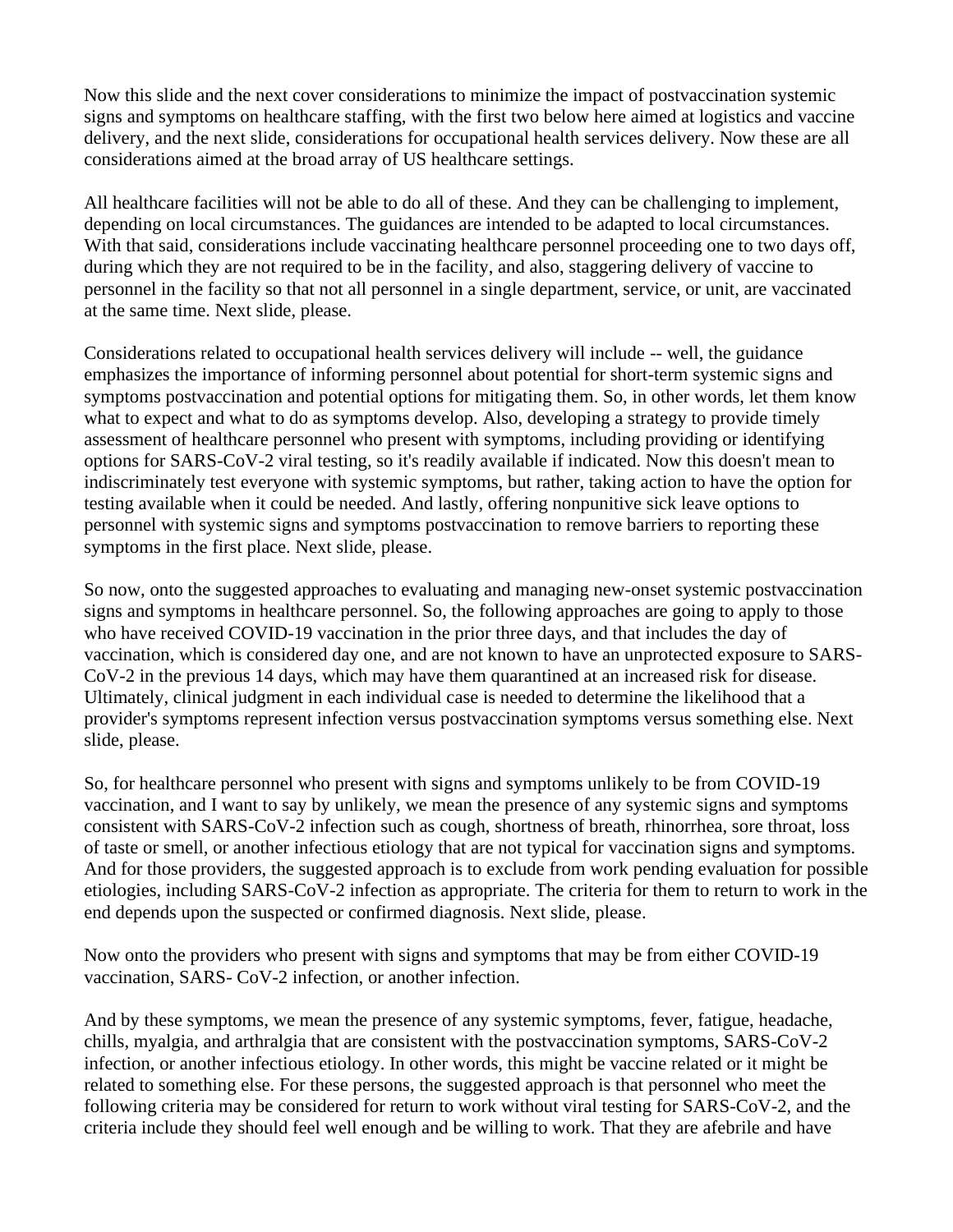Now this slide and the next cover considerations to minimize the impact of postvaccination systemic signs and symptoms on healthcare staffing, with the first two below here aimed at logistics and vaccine delivery, and the next slide, considerations for occupational health services delivery. Now these are all considerations aimed at the broad array of US healthcare settings.

All healthcare facilities will not be able to do all of these. And they can be challenging to implement, depending on local circumstances. The guidances are intended to be adapted to local circumstances. With that said, considerations include vaccinating healthcare personnel proceeding one to two days off, during which they are not required to be in the facility, and also, staggering delivery of vaccine to personnel in the facility so that not all personnel in a single department, service, or unit, are vaccinated at the same time. Next slide, please.

Considerations related to occupational health services delivery will include -- well, the guidance emphasizes the importance of informing personnel about potential for short-term systemic signs and symptoms postvaccination and potential options for mitigating them. So, in other words, let them know what to expect and what to do as symptoms develop. Also, developing a strategy to provide timely assessment of healthcare personnel who present with symptoms, including providing or identifying options for SARS-CoV-2 viral testing, so it's readily available if indicated. Now this doesn't mean to indiscriminately test everyone with systemic symptoms, but rather, taking action to have the option for testing available when it could be needed. And lastly, offering nonpunitive sick leave options to personnel with systemic signs and symptoms postvaccination to remove barriers to reporting these symptoms in the first place. Next slide, please.

So now, onto the suggested approaches to evaluating and managing new-onset systemic postvaccination signs and symptoms in healthcare personnel. So, the following approaches are going to apply to those who have received COVID-19 vaccination in the prior three days, and that includes the day of vaccination, which is considered day one, and are not known to have an unprotected exposure to SARS-CoV-2 in the previous 14 days, which may have them quarantined at an increased risk for disease. Ultimately, clinical judgment in each individual case is needed to determine the likelihood that a provider's symptoms represent infection versus postvaccination symptoms versus something else. Next slide, please.

So, for healthcare personnel who present with signs and symptoms unlikely to be from COVID-19 vaccination, and I want to say by unlikely, we mean the presence of any systemic signs and symptoms consistent with SARS-CoV-2 infection such as cough, shortness of breath, rhinorrhea, sore throat, loss of taste or smell, or another infectious etiology that are not typical for vaccination signs and symptoms. And for those providers, the suggested approach is to exclude from work pending evaluation for possible etiologies, including SARS-CoV-2 infection as appropriate. The criteria for them to return to work in the end depends upon the suspected or confirmed diagnosis. Next slide, please.

Now onto the providers who present with signs and symptoms that may be from either COVID-19 vaccination, SARS- CoV-2 infection, or another infection.

And by these symptoms, we mean the presence of any systemic symptoms, fever, fatigue, headache, chills, myalgia, and arthralgia that are consistent with the postvaccination symptoms, SARS-CoV-2 infection, or another infectious etiology. In other words, this might be vaccine related or it might be related to something else. For these persons, the suggested approach is that personnel who meet the following criteria may be considered for return to work without viral testing for SARS-CoV-2, and the criteria include they should feel well enough and be willing to work. That they are afebrile and have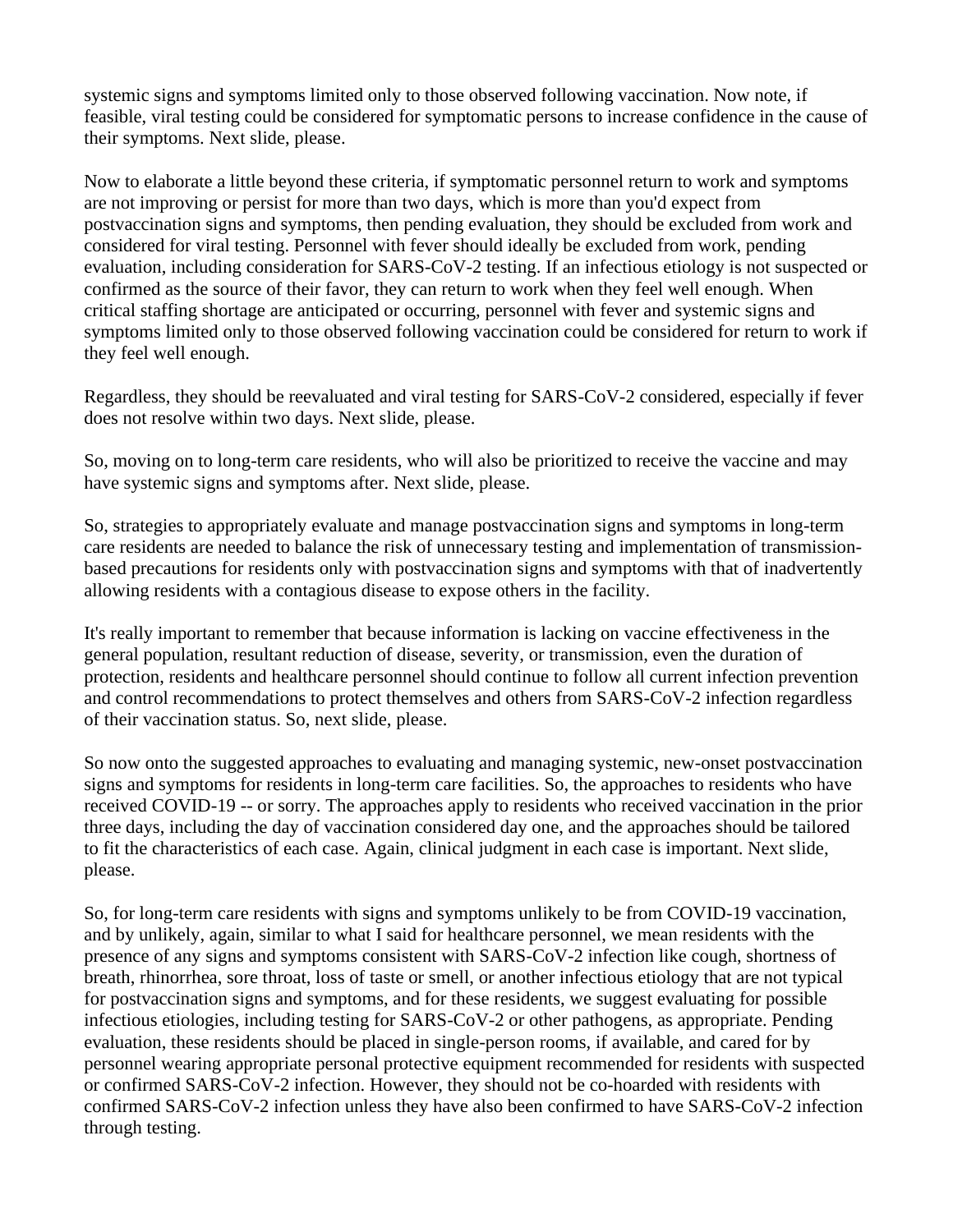systemic signs and symptoms limited only to those observed following vaccination. Now note, if feasible, viral testing could be considered for symptomatic persons to increase confidence in the cause of their symptoms. Next slide, please.

Now to elaborate a little beyond these criteria, if symptomatic personnel return to work and symptoms are not improving or persist for more than two days, which is more than you'd expect from postvaccination signs and symptoms, then pending evaluation, they should be excluded from work and considered for viral testing. Personnel with fever should ideally be excluded from work, pending evaluation, including consideration for SARS-CoV-2 testing. If an infectious etiology is not suspected or confirmed as the source of their favor, they can return to work when they feel well enough. When critical staffing shortage are anticipated or occurring, personnel with fever and systemic signs and symptoms limited only to those observed following vaccination could be considered for return to work if they feel well enough.

Regardless, they should be reevaluated and viral testing for SARS-CoV-2 considered, especially if fever does not resolve within two days. Next slide, please.

So, moving on to long-term care residents, who will also be prioritized to receive the vaccine and may have systemic signs and symptoms after. Next slide, please.

So, strategies to appropriately evaluate and manage postvaccination signs and symptoms in long-term care residents are needed to balance the risk of unnecessary testing and implementation of transmission-based precautions for residents only with postvaccination signs and symptoms with that of inadvertently allowing residents with a contagious disease to expose others in the facility.

It's really important to remember that because information is lacking on vaccine effectiveness in the general population, resultant reduction of disease, severity, or transmission, even the duration of protection, residents and healthcare personnel should continue to follow all current infection prevention and control recommendations to protect themselves and others from SARS-CoV-2 infection regardless of their vaccination status. So, next slide, please.

So now onto the suggested approaches to evaluating and managing systemic, new-onset postvaccination signs and symptoms for residents in long-term care facilities. So, the approaches to residents who have received COVID-19 -- or sorry. The approaches apply to residents who received vaccination in the prior three days, including the day of vaccination considered day one, and the approaches should be tailored to fit the characteristics of each case. Again, clinical judgment in each case is important. Next slide, please.

So, for long-term care residents with signs and symptoms unlikely to be from COVID-19 vaccination, and by unlikely, again, similar to what I said for healthcare personnel, we mean residents with the presence of any signs and symptoms consistent with SARS-CoV-2 infection like cough, shortness of breath, rhinorrhea, sore throat, loss of taste or smell, or another infectious etiology that are not typical for postvaccination signs and symptoms, and for these residents, we suggest evaluating for possible infectious etiologies, including testing for SARS-CoV-2 or other pathogens, as appropriate. Pending evaluation, these residents should be placed in single-person rooms, if available, and cared for by personnel wearing appropriate personal protective equipment recommended for residents with suspected or confirmed SARS-CoV-2 infection. However, they should not be co-hoarded with residents with confirmed SARS-CoV-2 infection unless they have also been confirmed to have SARS-CoV-2 infection through testing.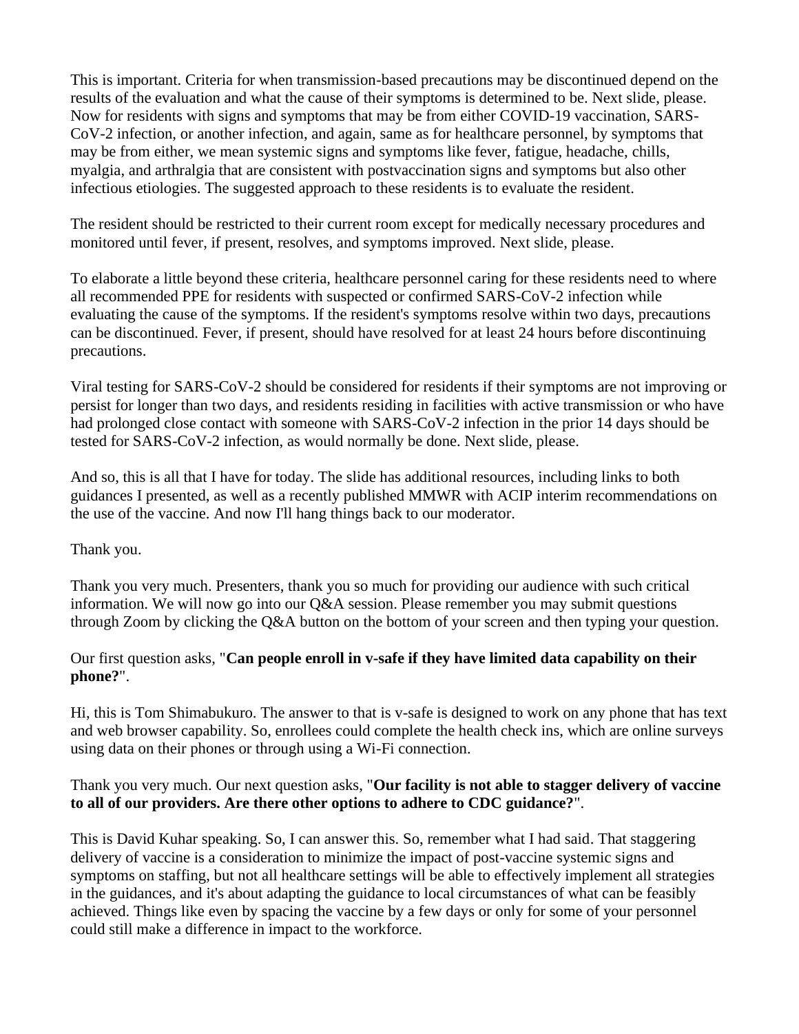This is important. Criteria for when transmission-based precautions may be discontinued depend on the results of the evaluation and what the cause of their symptoms is determined to be. Next slide, please. Now for residents with signs and symptoms that may be from either COVID-19 vaccination, SARS-CoV-2 infection, or another infection, and again, same as for healthcare personnel, by symptoms that may be from either, we mean systemic signs and symptoms like fever, fatigue, headache, chills, myalgia, and arthralgia that are consistent with postvaccination signs and symptoms but also other infectious etiologies. The suggested approach to these residents is to evaluate the resident.

The resident should be restricted to their current room except for medically necessary procedures and monitored until fever, if present, resolves, and symptoms improved. Next slide, please.

To elaborate a little beyond these criteria, healthcare personnel caring for these residents need to where all recommended PPE for residents with suspected or confirmed SARS-CoV-2 infection while evaluating the cause of the symptoms. If the resident's symptoms resolve within two days, precautions can be discontinued. Fever, if present, should have resolved for at least 24 hours before discontinuing precautions.

Viral testing for SARS-CoV-2 should be considered for residents if their symptoms are not improving or persist for longer than two days, and residents residing in facilities with active transmission or who have had prolonged close contact with someone with SARS-CoV-2 infection in the prior 14 days should be tested for SARS-CoV-2 infection, as would normally be done. Next slide, please.

And so, this is all that I have for today. The slide has additional resources, including links to both guidances I presented, as well as a recently published MMWR with ACIP interim recommendations on the use of the vaccine. And now I'll hang things back to our moderator.

Thank you.

Thank you very much. Presenters, thank you so much for providing our audience with such critical information. We will now go into our Q&A session. Please remember you may submit questions through Zoom by clicking the Q&A button on the bottom of your screen and then typing your question.

Our first question asks, "**Can people enroll in v-safe if they have limited data capability on their phone?**".

Hi, this is Tom Shimabukuro. The answer to that is v-safe is designed to work on any phone that has text and web browser capability. So, enrollees could complete the health check ins, which are online surveys using data on their phones or through using a Wi-Fi connection.

Thank you very much. Our next question asks, "**Our facility is not able to stagger delivery of vaccine to all of our providers. Are there other options to adhere to CDC guidance?**".

This is David Kuhar speaking. So, I can answer this. So, remember what I had said. That staggering delivery of vaccine is a consideration to minimize the impact of post-vaccine systemic signs and symptoms on staffing, but not all healthcare settings will be able to effectively implement all strategies in the guidances, and it's about adapting the guidance to local circumstances of what can be feasibly achieved. Things like even by spacing the vaccine by a few days or only for some of your personnel could still make a difference in impact to the workforce.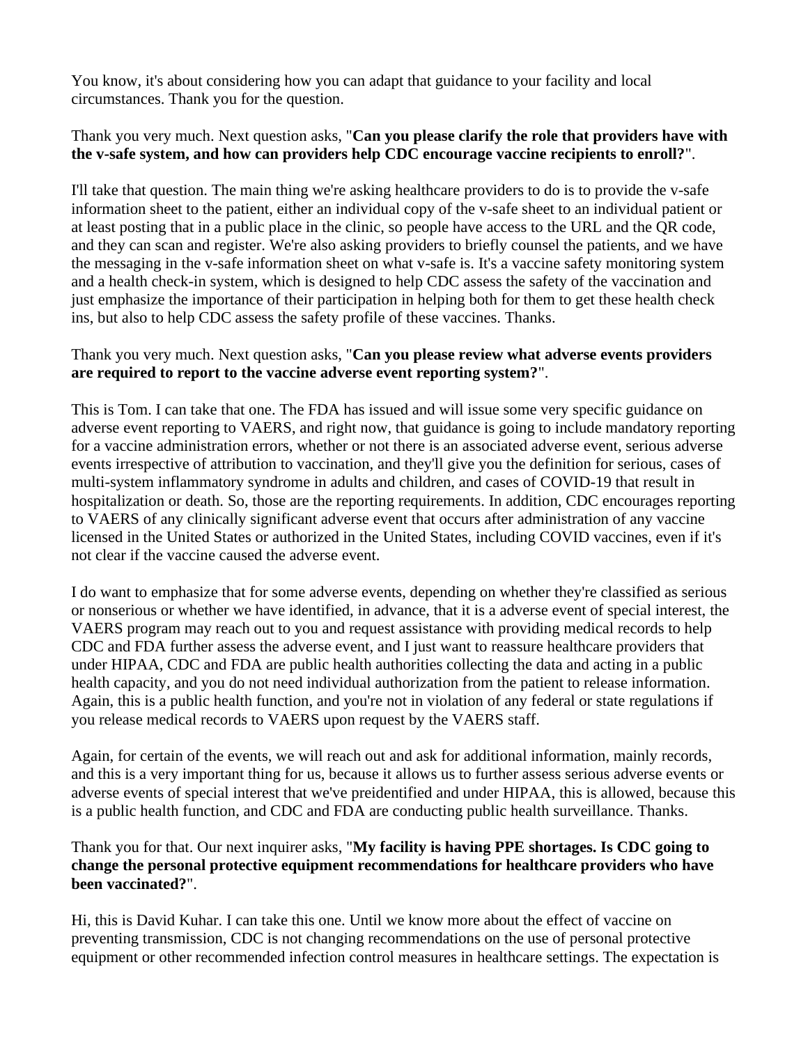You know, it's about considering how you can adapt that guidance to your facility and local circumstances. Thank you for the question.

Thank you very much. Next question asks, "**Can you please clarify the role that providers have with the v-safe system, and how can providers help CDC encourage vaccine recipients to enroll?**".

I'll take that question. The main thing we're asking healthcare providers to do is to provide the v-safe information sheet to the patient, either an individual copy of the v-safe sheet to an individual patient or at least posting that in a public place in the clinic, so people have access to the URL and the QR code, and they can scan and register. We're also asking providers to briefly counsel the patients, and we have the messaging in the v-safe information sheet on what v-safe is. It's a vaccine safety monitoring system and a health check-in system, which is designed to help CDC assess the safety of the vaccination and just emphasize the importance of their participation in helping both for them to get these health check ins, but also to help CDC assess the safety profile of these vaccines. Thanks.

Thank you very much. Next question asks, "**Can you please review what adverse events providers are required to report to the vaccine adverse event reporting system?**".

This is Tom. I can take that one. The FDA has issued and will issue some very specific guidance on adverse event reporting to VAERS, and right now, that guidance is going to include mandatory reporting for a vaccine administration errors, whether or not there is an associated adverse event, serious adverse events irrespective of attribution to vaccination, and they'll give you the definition for serious, cases of multi-system inflammatory syndrome in adults and children, and cases of COVID-19 that result in hospitalization or death. So, those are the reporting requirements. In addition, CDC encourages reporting to VAERS of any clinically significant adverse event that occurs after administration of any vaccine licensed in the United States or authorized in the United States, including COVID vaccines, even if it's not clear if the vaccine caused the adverse event.

I do want to emphasize that for some adverse events, depending on whether they're classified as serious or nonserious or whether we have identified, in advance, that it is a adverse event of special interest, the VAERS program may reach out to you and request assistance with providing medical records to help CDC and FDA further assess the adverse event, and I just want to reassure healthcare providers that under HIPAA, CDC and FDA are public health authorities collecting the data and acting in a public health capacity, and you do not need individual authorization from the patient to release information. Again, this is a public health function, and you're not in violation of any federal or state regulations if you release medical records to VAERS upon request by the VAERS staff.

Again, for certain of the events, we will reach out and ask for additional information, mainly records, and this is a very important thing for us, because it allows us to further assess serious adverse events or adverse events of special interest that we've preidentified and under HIPAA, this is allowed, because this is a public health function, and CDC and FDA are conducting public health surveillance. Thanks.

Thank you for that. Our next inquirer asks, "**My facility is having PPE shortages. Is CDC going to change the personal protective equipment recommendations for healthcare providers who have been vaccinated?**".

Hi, this is David Kuhar. I can take this one. Until we know more about the effect of vaccine on preventing transmission, CDC is not changing recommendations on the use of personal protective equipment or other recommended infection control measures in healthcare settings. The expectation is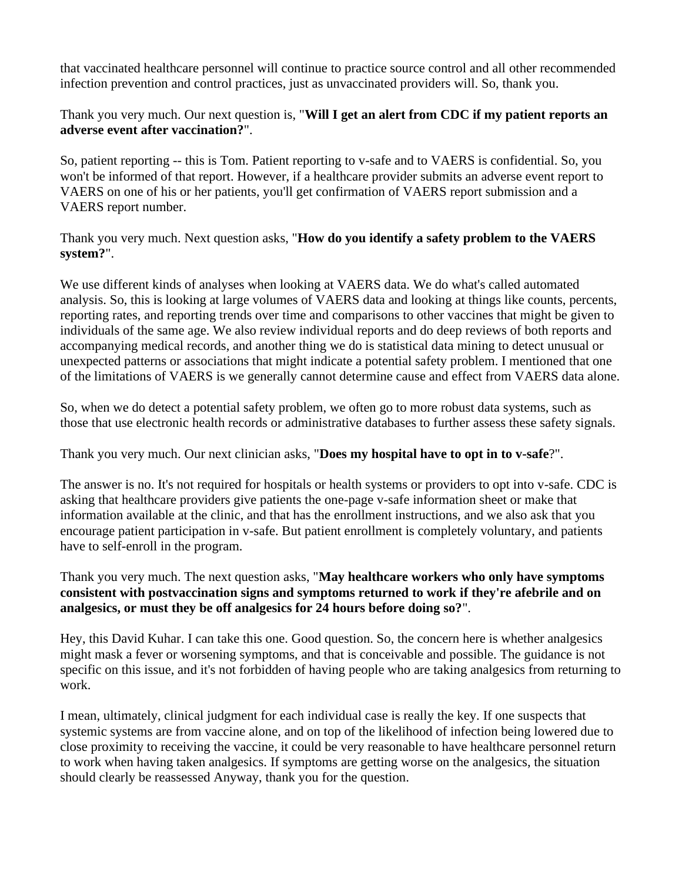that vaccinated healthcare personnel will continue to practice source control and all other recommended infection prevention and control practices, just as unvaccinated providers will. So, thank you.

Thank you very much. Our next question is, "**Will I get an alert from CDC if my patient reports an adverse event after vaccination?**".

So, patient reporting -- this is Tom. Patient reporting to v-safe and to VAERS is confidential. So, you won't be informed of that report. However, if a healthcare provider submits an adverse event report to VAERS on one of his or her patients, you'll get confirmation of VAERS report submission and a VAERS report number.

Thank you very much. Next question asks, "**How do you identify a safety problem to the VAERS system?**".

We use different kinds of analyses when looking at VAERS data. We do what's called automated analysis. So, this is looking at large volumes of VAERS data and looking at things like counts, percents, reporting rates, and reporting trends over time and comparisons to other vaccines that might be given to individuals of the same age. We also review individual reports and do deep reviews of both reports and accompanying medical records, and another thing we do is statistical data mining to detect unusual or unexpected patterns or associations that might indicate a potential safety problem. I mentioned that one of the limitations of VAERS is we generally cannot determine cause and effect from VAERS data alone.

So, when we do detect a potential safety problem, we often go to more robust data systems, such as those that use electronic health records or administrative databases to further assess these safety signals.

Thank you very much. Our next clinician asks, "**Does my hospital have to opt in to v-safe**?".

The answer is no. It's not required for hospitals or health systems or providers to opt into v-safe. CDC is asking that healthcare providers give patients the one-page v-safe information sheet or make that information available at the clinic, and that has the enrollment instructions, and we also ask that you encourage patient participation in v-safe. But patient enrollment is completely voluntary, and patients have to self-enroll in the program.

Thank you very much. The next question asks, "**May healthcare workers who only have symptoms consistent with postvaccination signs and symptoms returned to work if they're afebrile and on analgesics, or must they be off analgesics for 24 hours before doing so?**".

Hey, this David Kuhar. I can take this one. Good question. So, the concern here is whether analgesics might mask a fever or worsening symptoms, and that is conceivable and possible. The guidance is not specific on this issue, and it's not forbidden of having people who are taking analgesics from returning to work.

I mean, ultimately, clinical judgment for each individual case is really the key. If one suspects that systemic systems are from vaccine alone, and on top of the likelihood of infection being lowered due to close proximity to receiving the vaccine, it could be very reasonable to have healthcare personnel return to work when having taken analgesics. If symptoms are getting worse on the analgesics, the situation should clearly be reassessed Anyway, thank you for the question.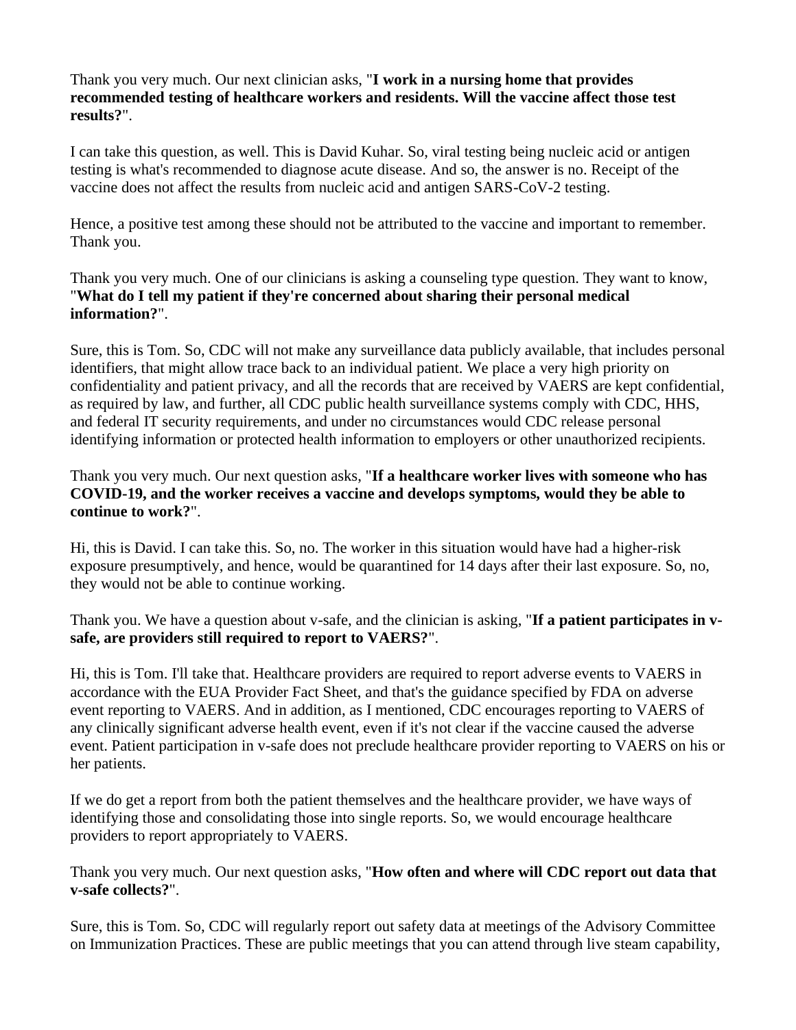Thank you very much. Our next clinician asks, "**I work in a nursing home that provides recommended testing of healthcare workers and residents. Will the vaccine affect those test results?**".

I can take this question, as well. This is David Kuhar. So, viral testing being nucleic acid or antigen testing is what's recommended to diagnose acute disease. And so, the answer is no. Receipt of the vaccine does not affect the results from nucleic acid and antigen SARS-CoV-2 testing.

Hence, a positive test among these should not be attributed to the vaccine and important to remember. Thank you.

Thank you very much. One of our clinicians is asking a counseling type question. They want to know, "**What do I tell my patient if they're concerned about sharing their personal medical information?**".

Sure, this is Tom. So, CDC will not make any surveillance data publicly available, that includes personal identifiers, that might allow trace back to an individual patient. We place a very high priority on confidentiality and patient privacy, and all the records that are received by VAERS are kept confidential, as required by law, and further, all CDC public health surveillance systems comply with CDC, HHS, and federal IT security requirements, and under no circumstances would CDC release personal identifying information or protected health information to employers or other unauthorized recipients.

Thank you very much. Our next question asks, "**If a healthcare worker lives with someone who has COVID-19, and the worker receives a vaccine and develops symptoms, would they be able to continue to work?**".

Hi, this is David. I can take this. So, no. The worker in this situation would have had a higher-risk exposure presumptively, and hence, would be quarantined for 14 days after their last exposure. So, no, they would not be able to continue working.

Thank you. We have a question about v-safe, and the clinician is asking, "**If a patient participates in v-safe, are providers still required to report to VAERS?**".

Hi, this is Tom. I'll take that. Healthcare providers are required to report adverse events to VAERS in accordance with the EUA Provider Fact Sheet, and that's the guidance specified by FDA on adverse event reporting to VAERS. And in addition, as I mentioned, CDC encourages reporting to VAERS of any clinically significant adverse health event, even if it's not clear if the vaccine caused the adverse event. Patient participation in v-safe does not preclude healthcare provider reporting to VAERS on his or her patients.

If we do get a report from both the patient themselves and the healthcare provider, we have ways of identifying those and consolidating those into single reports. So, we would encourage healthcare providers to report appropriately to VAERS.

Thank you very much. Our next question asks, "**How often and where will CDC report out data that v-safe collects?**".

Sure, this is Tom. So, CDC will regularly report out safety data at meetings of the Advisory Committee on Immunization Practices. These are public meetings that you can attend through live steam capability,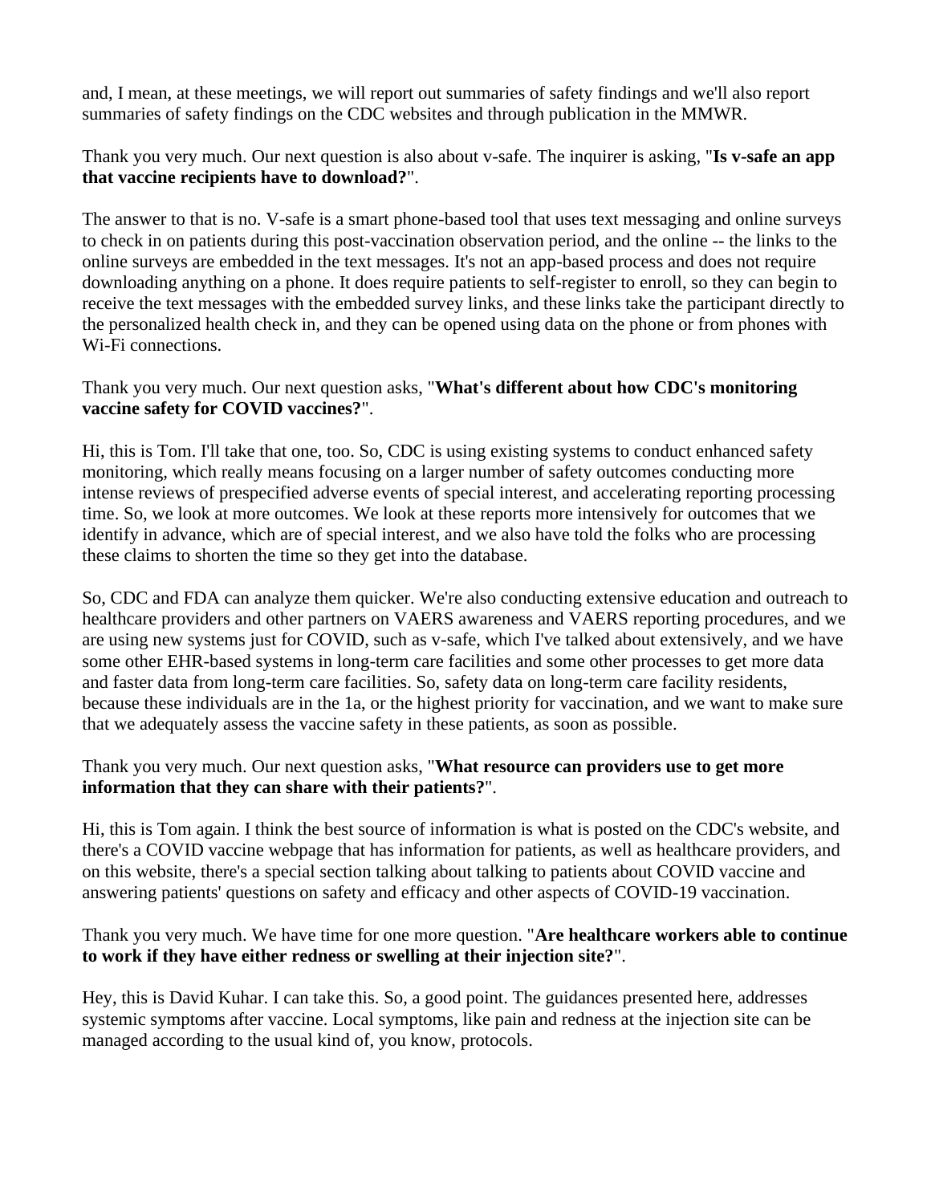and, I mean, at these meetings, we will report out summaries of safety findings and we'll also report summaries of safety findings on the CDC websites and through publication in the MMWR.

Thank you very much. Our next question is also about v-safe. The inquirer is asking, "**Is v-safe an app that vaccine recipients have to download?**".

The answer to that is no. V-safe is a smart phone-based tool that uses text messaging and online surveys to check in on patients during this post-vaccination observation period, and the online -- the links to the online surveys are embedded in the text messages. It's not an app-based process and does not require downloading anything on a phone. It does require patients to self-register to enroll, so they can begin to receive the text messages with the embedded survey links, and these links take the participant directly to the personalized health check in, and they can be opened using data on the phone or from phones with Wi-Fi connections.

Thank you very much. Our next question asks, "**What's different about how CDC's monitoring vaccine safety for COVID vaccines?**".

Hi, this is Tom. I'll take that one, too. So, CDC is using existing systems to conduct enhanced safety monitoring, which really means focusing on a larger number of safety outcomes conducting more intense reviews of prespecified adverse events of special interest, and accelerating reporting processing time. So, we look at more outcomes. We look at these reports more intensively for outcomes that we identify in advance, which are of special interest, and we also have told the folks who are processing these claims to shorten the time so they get into the database.

So, CDC and FDA can analyze them quicker. We're also conducting extensive education and outreach to healthcare providers and other partners on VAERS awareness and VAERS reporting procedures, and we are using new systems just for COVID, such as v-safe, which I've talked about extensively, and we have some other EHR-based systems in long-term care facilities and some other processes to get more data and faster data from long-term care facilities. So, safety data on long-term care facility residents, because these individuals are in the 1a, or the highest priority for vaccination, and we want to make sure that we adequately assess the vaccine safety in these patients, as soon as possible.

Thank you very much. Our next question asks, "**What resource can providers use to get more information that they can share with their patients?**".

Hi, this is Tom again. I think the best source of information is what is posted on the CDC's website, and there's a COVID vaccine webpage that has information for patients, as well as healthcare providers, and on this website, there's a special section talking about talking to patients about COVID vaccine and answering patients' questions on safety and efficacy and other aspects of COVID-19 vaccination.

Thank you very much. We have time for one more question. "**Are healthcare workers able to continue to work if they have either redness or swelling at their injection site?**".

Hey, this is David Kuhar. I can take this. So, a good point. The guidances presented here, addresses systemic symptoms after vaccine. Local symptoms, like pain and redness at the injection site can be managed according to the usual kind of, you know, protocols.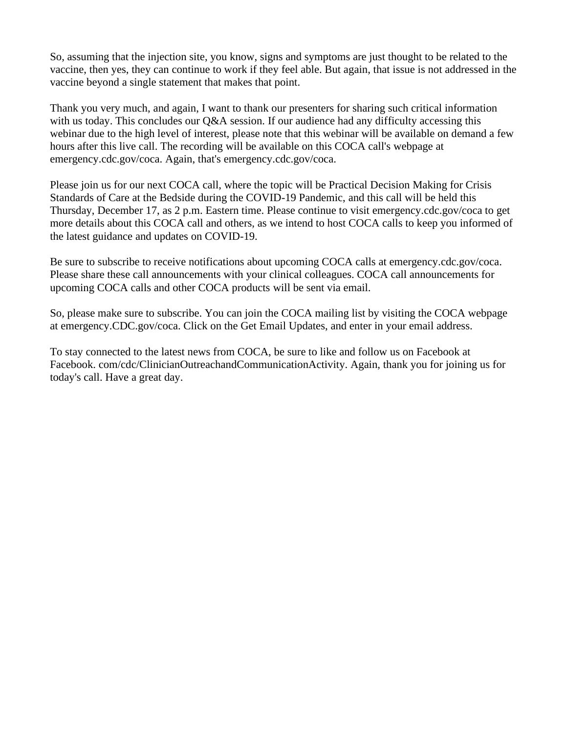So, assuming that the injection site, you know, signs and symptoms are just thought to be related to the vaccine, then yes, they can continue to work if they feel able. But again, that issue is not addressed in the vaccine beyond a single statement that makes that point.

Thank you very much, and again, I want to thank our presenters for sharing such critical information with us today. This concludes our Q&A session. If our audience had any difficulty accessing this webinar due to the high level of interest, please note that this webinar will be available on demand a few hours after this live call. The recording will be available on this COCA call's webpage at emergency.cdc.gov/coca. Again, that's emergency.cdc.gov/coca.

Please join us for our next COCA call, where the topic will be Practical Decision Making for Crisis Standards of Care at the Bedside during the COVID-19 Pandemic, and this call will be held this Thursday, December 17, as 2 p.m. Eastern time. Please continue to visit emergency.cdc.gov/coca to get more details about this COCA call and others, as we intend to host COCA calls to keep you informed of the latest guidance and updates on COVID-19.

Be sure to subscribe to receive notifications about upcoming COCA calls at emergency.cdc.gov/coca. Please share these call announcements with your clinical colleagues. COCA call announcements for upcoming COCA calls and other COCA products will be sent via email.

So, please make sure to subscribe. You can join the COCA mailing list by visiting the COCA webpage at emergency.CDC.gov/coca. Click on the Get Email Updates, and enter in your email address.

To stay connected to the latest news from COCA, be sure to like and follow us on Facebook at Facebook. com/cdc/ClinicianOutreachandCommunicationActivity. Again, thank you for joining us for today's call. Have a great day.